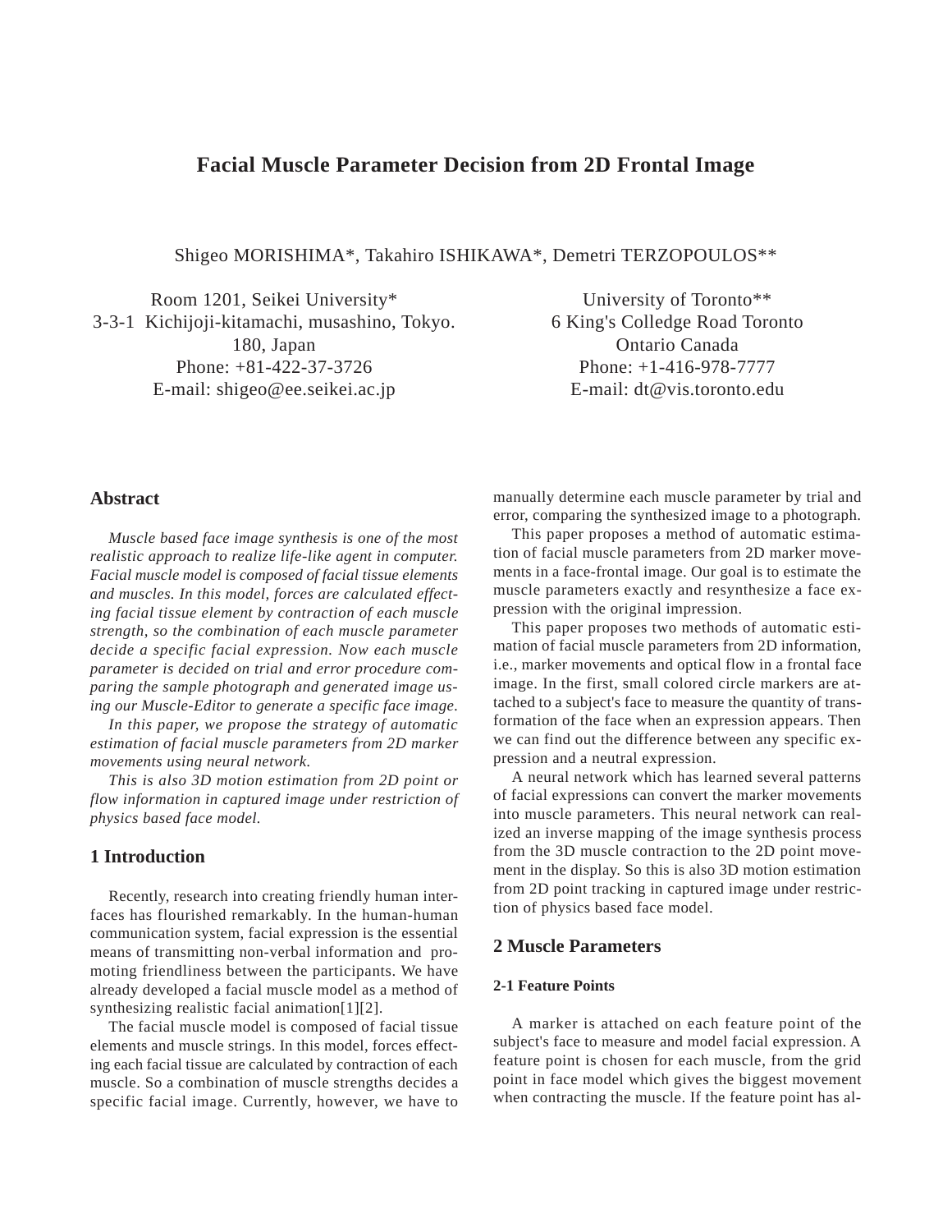# Facial Muscle Parameter Decision from 2D Frontal Image

Shigeo MORISHIMA*, Takahiro ISHIKAWA*, Demetri TERZOPOULOS**

Room 1201, Seikei University*
3-3-1 Kichijoji-kitamachi, musashino, Tokyo.
180, Japan
Phone: +81-422-37-3726
E-mail: shigeo@ee.seikei.ac.jp

University of Toronto**
6 King's Colledge Road Toronto
Ontario Canada
Phone: +1-416-978-7777
E-mail: dt@vis.toronto.edu

## Abstract

*Muscle based face image synthesis is one of the most realistic approach to realize life-like agent in computer. Facial muscle model is composed of facial tissue elements and muscles. In this model, forces are calculated effecting facial tissue element by contraction of each muscle strength, so the combination of each muscle parameter decide a specific facial expression. Now each muscle parameter is decided on trial and error procedure comparing the sample photograph and generated image using our Muscle-Editor to generate a specific face image.*

*In this paper, we propose the strategy of automatic estimation of facial muscle parameters from 2D marker movements using neural network.*

*This is also 3D motion estimation from 2D point or flow information in captured image under restriction of physics based face model.*

## 1 Introduction

Recently, research into creating friendly human interfaces has flourished remarkably. In the human-human communication system, facial expression is the essential means of transmitting non-verbal information and promoting friendliness between the participants. We have already developed a facial muscle model as a method of synthesizing realistic facial animation[1][2].

The facial muscle model is composed of facial tissue elements and muscle strings. In this model, forces effecting each facial tissue are calculated by contraction of each muscle. So a combination of muscle strengths decides a specific facial image. Currently, however, we have to manually determine each muscle parameter by trial and error, comparing the synthesized image to a photograph.

This paper proposes a method of automatic estimation of facial muscle parameters from 2D marker movements in a face-frontal image. Our goal is to estimate the muscle parameters exactly and resynthesize a face expression with the original impression.

This paper proposes two methods of automatic estimation of facial muscle parameters from 2D information, i.e., marker movements and optical flow in a frontal face image. In the first, small colored circle markers are attached to a subject's face to measure the quantity of transformation of the face when an expression appears. Then we can find out the difference between any specific expression and a neutral expression.

A neural network which has learned several patterns of facial expressions can convert the marker movements into muscle parameters. This neural network can realized an inverse mapping of the image synthesis process from the 3D muscle contraction to the 2D point movement in the display. So this is also 3D motion estimation from 2D point tracking in captured image under restriction of physics based face model.

## 2 Muscle Parameters

### 2-1 Feature Points

A marker is attached on each feature point of the subject's face to measure and model facial expression. A feature point is chosen for each muscle, from the grid point in face model which gives the biggest movement when contracting the muscle. If the feature point has al-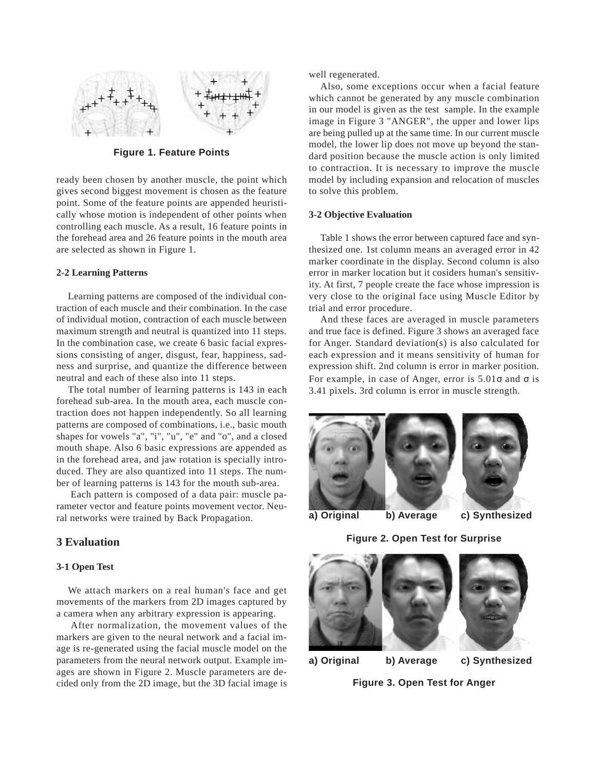Figure 1. Feature Points

ready been chosen by another muscle, the point which gives second biggest movement is chosen as the feature point. Some of the feature points are appended heuristically whose motion is independent of other points when controlling each muscle. As a result, 16 feature points in the forehead area and 26 feature points in the mouth area are selected as shown in Figure 1.

### 2-2 Learning Patterns

Learning patterns are composed of the individual contraction of each muscle and their combination. In the case of individual motion, contraction of each muscle between maximum strength and neutral is quantized into 11 steps. In the combination case, we create 6 basic facial expressions consisting of anger, disgust, fear, happiness, sadness and surprise, and quantize the difference between neutral and each of these also into 11 steps.

The total number of learning patterns is 143 in each forehead sub-area. In the mouth area, each muscle contraction does not happen independently. So all learning patterns are composed of combinations, i.e., basic mouth shapes for vowels "a", "i", "u", "e" and "o", and a closed mouth shape. Also 6 basic expressions are appended as in the forehead area, and jaw rotation is specially introduced. They are also quantized into 11 steps. The number of learning patterns is 143 for the mouth sub-area.

Each pattern is composed of a data pair: muscle parameter vector and feature points movement vector. Neural networks were trained by Back Propagation.

## 3 Evaluation

### 3-1 Open Test

We attach markers on a real human's face and get movements of the markers from 2D images captured by a camera when any arbitrary expression is appearing.

After normalization, the movement values of the markers are given to the neural network and a facial image is re-generated using the facial muscle model on the parameters from the neural network output. Example images are shown in Figure 2. Muscle parameters are decided only from the 2D image, but the 3D facial image is well regenerated.

Also, some exceptions occur when a facial feature which cannot be generated by any muscle combination in our model is given as the test sample. In the example image in Figure 3 "ANGER", the upper and lower lips are being pulled up at the same time. In our current muscle model, the lower lip does not move up beyond the standard position because the muscle action is only limited to contraction. It is necessary to improve the muscle model by including expansion and relocation of muscles to solve this problem.

### 3-2 Objective Evaluation

Table 1 shows the error between captured face and synthesized one. 1st column means an averaged error in 42 marker coordinate in the display. Second column is also error in marker location but it cosiders human's sensitivity. At first, 7 people create the face whose impression is very close to the original face using Muscle Editor by trial and error procedure.

And these faces are averaged in muscle parameters and true face is defined. Figure 3 shows an averaged face for Anger. Standard deviation(s) is also calculated for each expression and it means sensitivity of human for expression shift. 2nd column is error in marker position. For example, in case of Anger, error is 5.01$\sigma$ and $\sigma$ is 3.41 pixels. 3rd column is error in muscle strength.

a) Original b) Average c) Synthesized

Figure 2. Open Test for Surprise

a) Original b) Average c) Synthesized

Figure 3. Open Test for Anger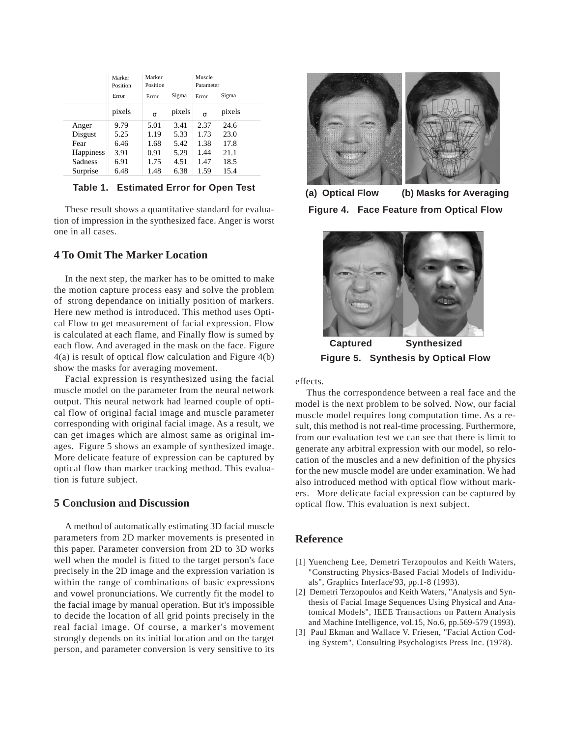| | Marker Position Error | Marker Position Error | Sigma | Muscle Parameter Error | Sigma |
|---|---|---|---|---|---|
| | pixels | σ | pixels | σ | pixels |
| Anger | 9.79 | 5.01 | 3.41 | 2.37 | 24.6 |
| Disgust | 5.25 | 1.19 | 5.33 | 1.73 | 23.0 |
| Fear | 6.46 | 1.68 | 5.42 | 1.38 | 17.8 |
| Happiness | 3.91 | 0.91 | 5.29 | 1.44 | 21.1 |
| Sadness | 6.91 | 1.75 | 4.51 | 1.47 | 18.5 |
| Surprise | 6.48 | 1.48 | 6.38 | 1.59 | 15.4 |

**Table 1. Estimated Error for Open Test**

These result shows a quantitative standard for evaluation of impression in the synthesized face. Anger is worst one in all cases.

## 4 To Omit The Marker Location

In the next step, the marker has to be omitted to make the motion capture process easy and solve the problem of strong dependance on initially position of markers. Here new method is introduced. This method uses Optical Flow to get measurement of facial expression. Flow is calculated at each flame, and Finally flow is sumed by each flow. And averaged in the mask on the face. Figure 4(a) is result of optical flow calculation and Figure 4(b) show the masks for averaging movement.

Facial expression is resynthesized using the facial muscle model on the parameter from the neural network output. This neural network had learned couple of optical flow of original facial image and muscle parameter corresponding with original facial image. As a result, we can get images which are almost same as original images. Figure 5 shows an example of synthesized image. More delicate feature of expression can be captured by optical flow than marker tracking method. This evaluation is future subject.

## 5 Conclusion and Discussion

A method of automatically estimating 3D facial muscle parameters from 2D marker movements is presented in this paper. Parameter conversion from 2D to 3D works well when the model is fitted to the target person's face precisely in the 2D image and the expression variation is within the range of combinations of basic expressions and vowel pronunciations. We currently fit the model to the facial image by manual operation. But it's impossible to decide the location of all grid points precisely in the real facial image. Of course, a marker's movement strongly depends on its initial location and on the target person, and parameter conversion is very sensitive to its effects.

(a) Optical Flow (b) Masks for Averaging

**Figure 4. Face Feature from Optical Flow**

Captured Synthesized

**Figure 5. Synthesis by Optical Flow**

Thus the correspondence between a real face and the model is the next problem to be solved. Now, our facial muscle model requires long computation time. As a result, this method is not real-time processing. Furthermore, from our evaluation test we can see that there is limit to generate any arbitral expression with our model, so relocation of the muscles and a new definition of the physics for the new muscle model are under examination. We had also introduced method with optical flow without markers. More delicate facial expression can be captured by optical flow. This evaluation is next subject.

## Reference

[1] Yuencheng Lee, Demetri Terzopoulos and Keith Waters, "Constructing Physics-Based Facial Models of Individuals", Graphics Interface'93, pp.1-8 (1993).

[2] Demetri Terzopoulos and Keith Waters, "Analysis and Synthesis of Facial Image Sequences Using Physical and Anatomical Models", IEEE Transactions on Pattern Analysis and Machine Intelligence, vol.15, No.6, pp.569-579 (1993).

[3] Paul Ekman and Wallace V. Friesen, "Facial Action Coding System", Consulting Psychologists Press Inc. (1978).